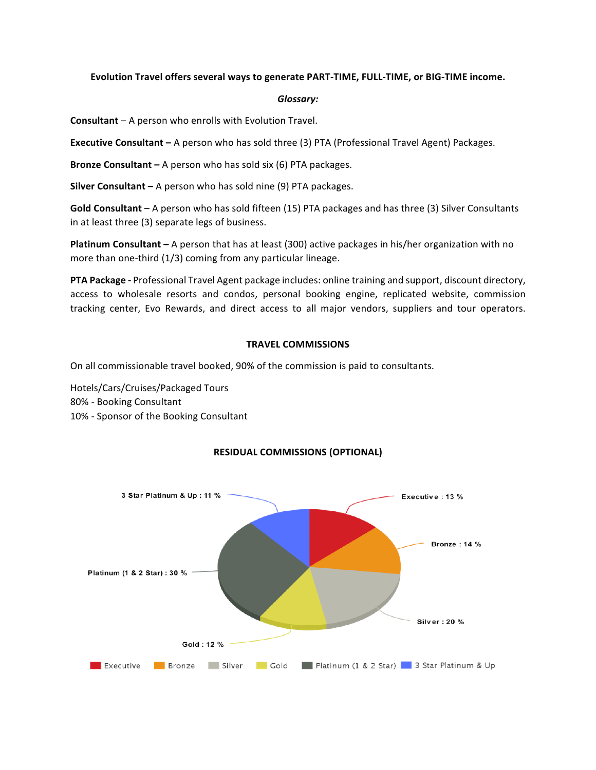**Evolution Travel offers several ways to generate PART-TIME, FULL-TIME, or BIG-TIME income.**

***Glossary:***

**Consultant** – A person who enrolls with Evolution Travel.

**Executive Consultant –** A person who has sold three (3) PTA (Professional Travel Agent) Packages.

**Bronze Consultant –** A person who has sold six (6) PTA packages.

**Silver Consultant –** A person who has sold nine (9) PTA packages.

**Gold Consultant** – A person who has sold fifteen (15) PTA packages and has three (3) Silver Consultants in at least three (3) separate legs of business.

**Platinum Consultant –** A person that has at least (300) active packages in his/her organization with no more than one-third (1/3) coming from any particular lineage.

**PTA Package -** Professional Travel Agent package includes: online training and support, discount directory, access to wholesale resorts and condos, personal booking engine, replicated website, commission tracking center, Evo Rewards, and direct access to all major vendors, suppliers and tour operators.

## TRAVEL COMMISSIONS

On all commissionable travel booked, 90% of the commission is paid to consultants.

Hotels/Cars/Cruises/Packaged Tours
80% - Booking Consultant
10% - Sponsor of the Booking Consultant

## RESIDUAL COMMISSIONS (OPTIONAL)

Executive : 13 %

Bronze : 14 %

Silver : 20 %

Gold : 12 %

Platinum (1 & 2 Star) : 30 %

3 Star Platinum & Up : 11 %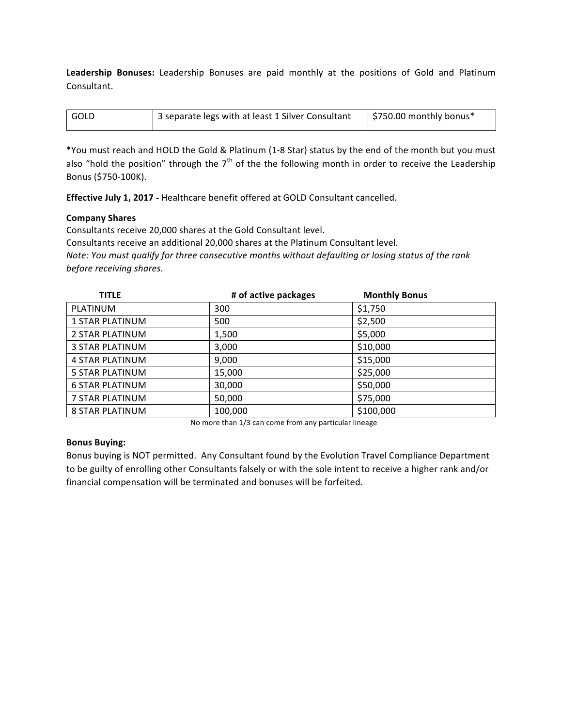**Leadership Bonuses:** Leadership Bonuses are paid monthly at the positions of Gold and Platinum Consultant.

| GOLD | 3 separate legs with at least 1 Silver Consultant | $750.00 monthly bonus* |
|---|---|---|

*You must reach and HOLD the Gold & Platinum (1-8 Star) status by the end of the month but you must also "hold the position" through the 7th of the the following month in order to receive the Leadership Bonus ($750-100K).

**Effective July 1, 2017 -** Healthcare benefit offered at GOLD Consultant cancelled.

**Company Shares**

Consultants receive 20,000 shares at the Gold Consultant level.
Consultants receive an additional 20,000 shares at the Platinum Consultant level.
*Note: You must qualify for three consecutive months without defaulting or losing status of the rank before receiving shares.*

| TITLE | # of active packages | Monthly Bonus |
|---|---|---|
| PLATINUM | 300 | $1,750 |
| 1 STAR PLATINUM | 500 | $2,500 |
| 2 STAR PLATINUM | 1,500 | $5,000 |
| 3 STAR PLATINUM | 3,000 | $10,000 |
| 4 STAR PLATINUM | 9,000 | $15,000 |
| 5 STAR PLATINUM | 15,000 | $25,000 |
| 6 STAR PLATINUM | 30,000 | $50,000 |
| 7 STAR PLATINUM | 50,000 | $75,000 |
| 8 STAR PLATINUM | 100,000 | $100,000 |

No more than 1/3 can come from any particular lineage

**Bonus Buying:**

Bonus buying is NOT permitted. Any Consultant found by the Evolution Travel Compliance Department to be guilty of enrolling other Consultants falsely or with the sole intent to receive a higher rank and/or financial compensation will be terminated and bonuses will be forfeited.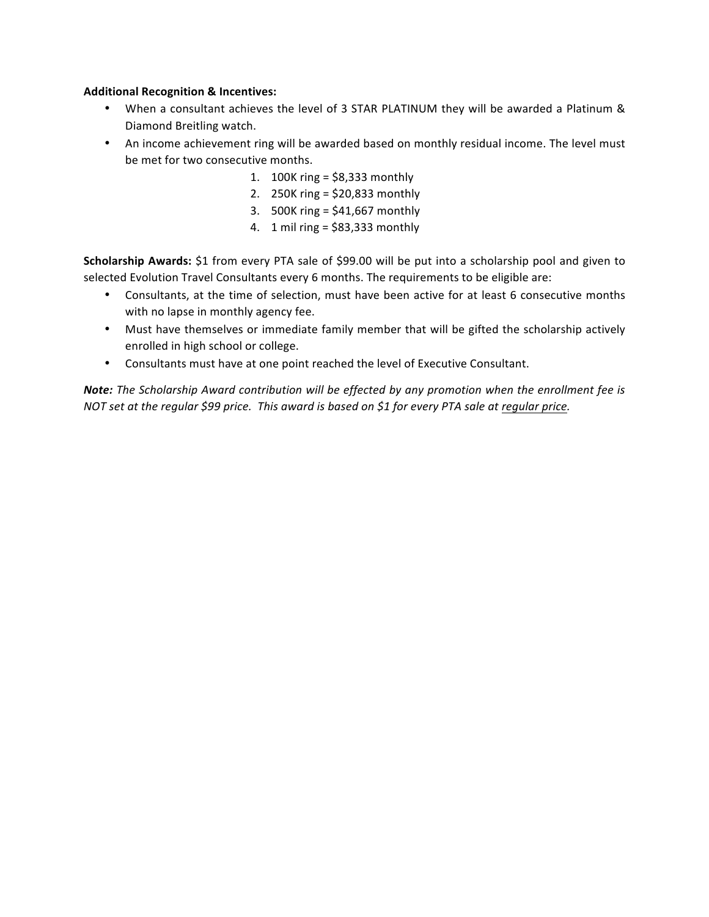**Additional Recognition & Incentives:**

- When a consultant achieves the level of 3 STAR PLATINUM they will be awarded a Platinum & Diamond Breitling watch.
- An income achievement ring will be awarded based on monthly residual income. The level must be met for two consecutive months.
  1. 100K ring = $8,333 monthly
  2. 250K ring = $20,833 monthly
  3. 500K ring = $41,667 monthly
  4. 1 mil ring = $83,333 monthly

**Scholarship Awards:** $1 from every PTA sale of $99.00 will be put into a scholarship pool and given to selected Evolution Travel Consultants every 6 months. The requirements to be eligible are:

- Consultants, at the time of selection, must have been active for at least 6 consecutive months with no lapse in monthly agency fee.
- Must have themselves or immediate family member that will be gifted the scholarship actively enrolled in high school or college.
- Consultants must have at one point reached the level of Executive Consultant.

***Note:*** *The Scholarship Award contribution will be effected by any promotion when the enrollment fee is NOT set at the regular $99 price. This award is based on $1 for every PTA sale at <u>regular price</u>.*